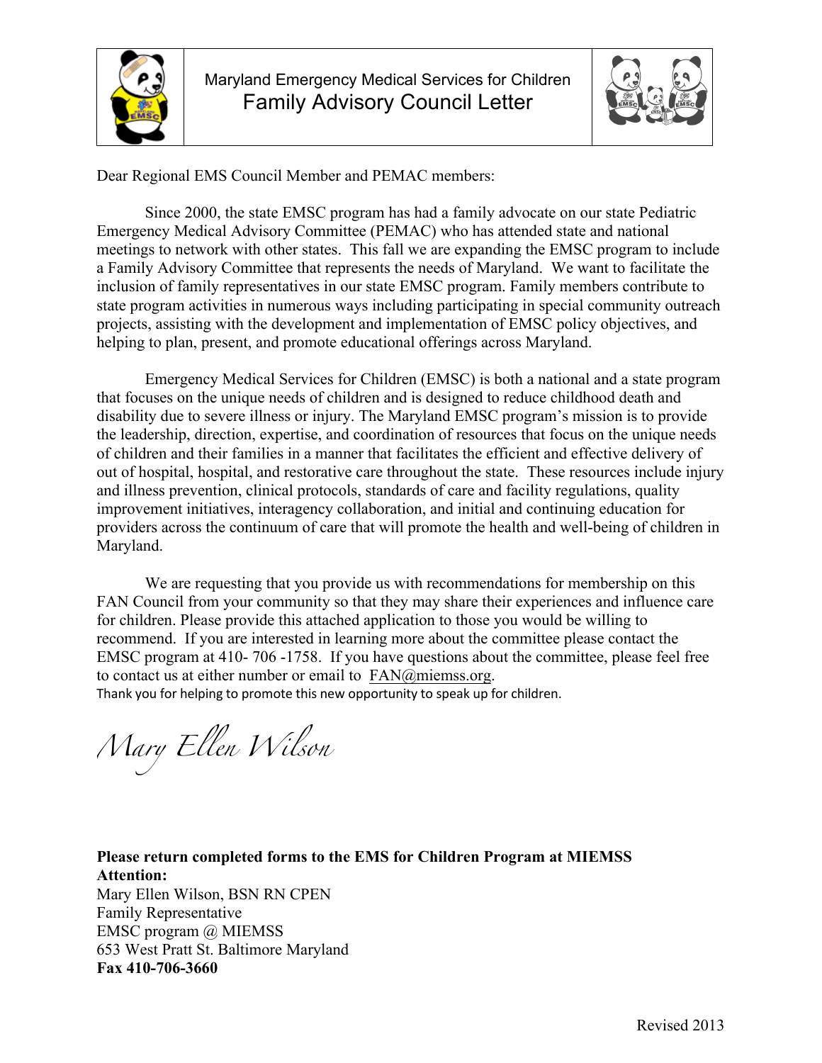# Maryland Emergency Medical Services for Children
## Family Advisory Council Letter

Dear Regional EMS Council Member and PEMAC members:

Since 2000, the state EMSC program has had a family advocate on our state Pediatric Emergency Medical Advisory Committee (PEMAC) who has attended state and national meetings to network with other states. This fall we are expanding the EMSC program to include a Family Advisory Committee that represents the needs of Maryland. We want to facilitate the inclusion of family representatives in our state EMSC program. Family members contribute to state program activities in numerous ways including participating in special community outreach projects, assisting with the development and implementation of EMSC policy objectives, and helping to plan, present, and promote educational offerings across Maryland.

Emergency Medical Services for Children (EMSC) is both a national and a state program that focuses on the unique needs of children and is designed to reduce childhood death and disability due to severe illness or injury. The Maryland EMSC program's mission is to provide the leadership, direction, expertise, and coordination of resources that focus on the unique needs of children and their families in a manner that facilitates the efficient and effective delivery of out of hospital, hospital, and restorative care throughout the state. These resources include injury and illness prevention, clinical protocols, standards of care and facility regulations, quality improvement initiatives, interagency collaboration, and initial and continuing education for providers across the continuum of care that will promote the health and well-being of children in Maryland.

We are requesting that you provide us with recommendations for membership on this FAN Council from your community so that they may share their experiences and influence care for children. Please provide this attached application to those you would be willing to recommend. If you are interested in learning more about the committee please contact the EMSC program at 410- 706 -1758. If you have questions about the committee, please feel free to contact us at either number or email to FAN@miemss.org.
Thank you for helping to promote this new opportunity to speak up for children.

*Mary Ellen Wilson*

**Please return completed forms to the EMS for Children Program at MIEMSS**
**Attention:**
Mary Ellen Wilson, BSN RN CPEN
Family Representative
EMSC program @ MIEMSS
653 West Pratt St. Baltimore Maryland
**Fax 410-706-3660**

Revised 2013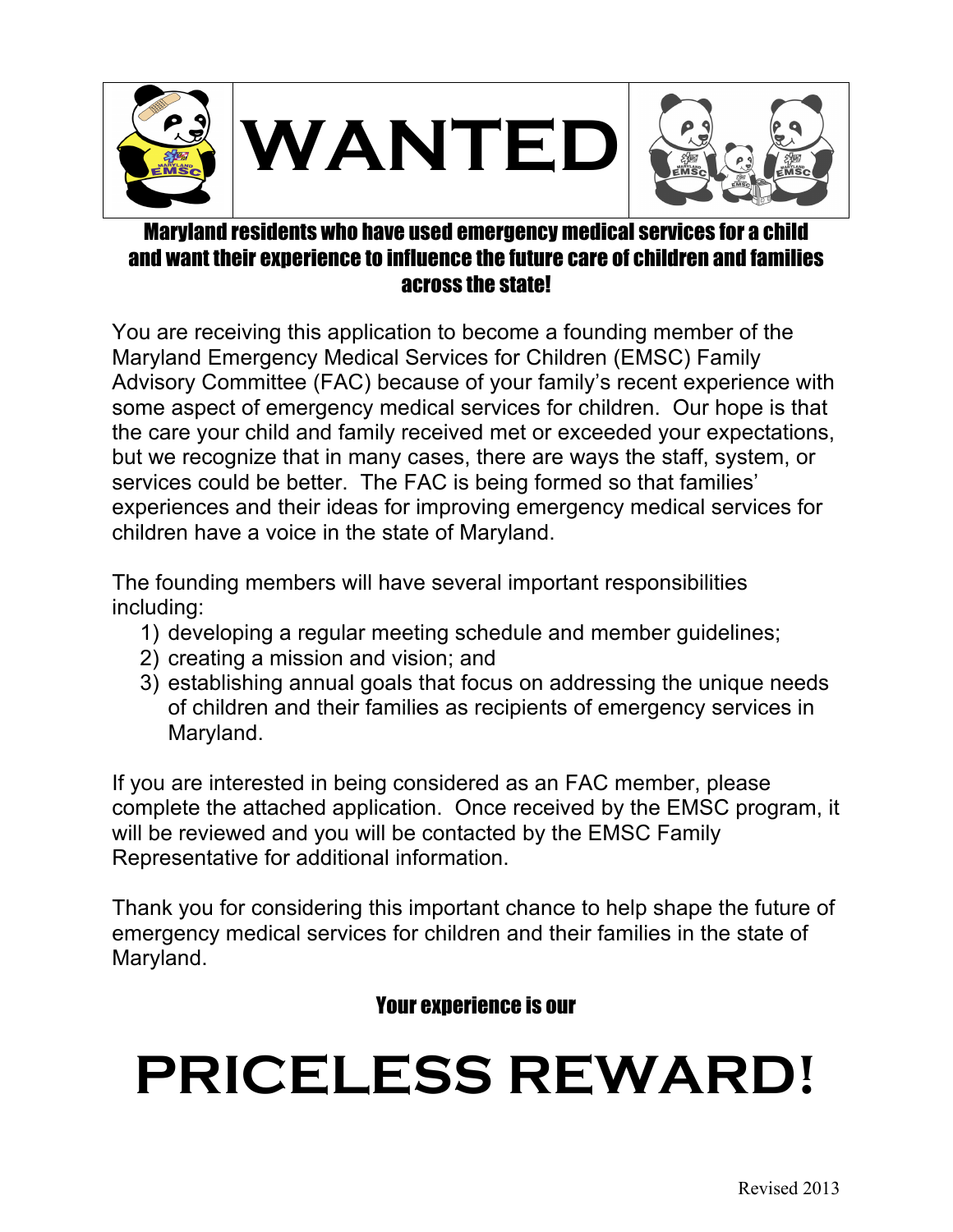# WANTED

**Maryland residents who have used emergency medical services for a child and want their experience to influence the future care of children and families across the state!**

You are receiving this application to become a founding member of the Maryland Emergency Medical Services for Children (EMSC) Family Advisory Committee (FAC) because of your family's recent experience with some aspect of emergency medical services for children. Our hope is that the care your child and family received met or exceeded your expectations, but we recognize that in many cases, there are ways the staff, system, or services could be better. The FAC is being formed so that families' experiences and their ideas for improving emergency medical services for children have a voice in the state of Maryland.

The founding members will have several important responsibilities including:

1) developing a regular meeting schedule and member guidelines;
2) creating a mission and vision; and
3) establishing annual goals that focus on addressing the unique needs of children and their families as recipients of emergency services in Maryland.

If you are interested in being considered as an FAC member, please complete the attached application. Once received by the EMSC program, it will be reviewed and you will be contacted by the EMSC Family Representative for additional information.

Thank you for considering this important chance to help shape the future of emergency medical services for children and their families in the state of Maryland.

**Your experience is our**

# PRICELESS REWARD!

Revised 2013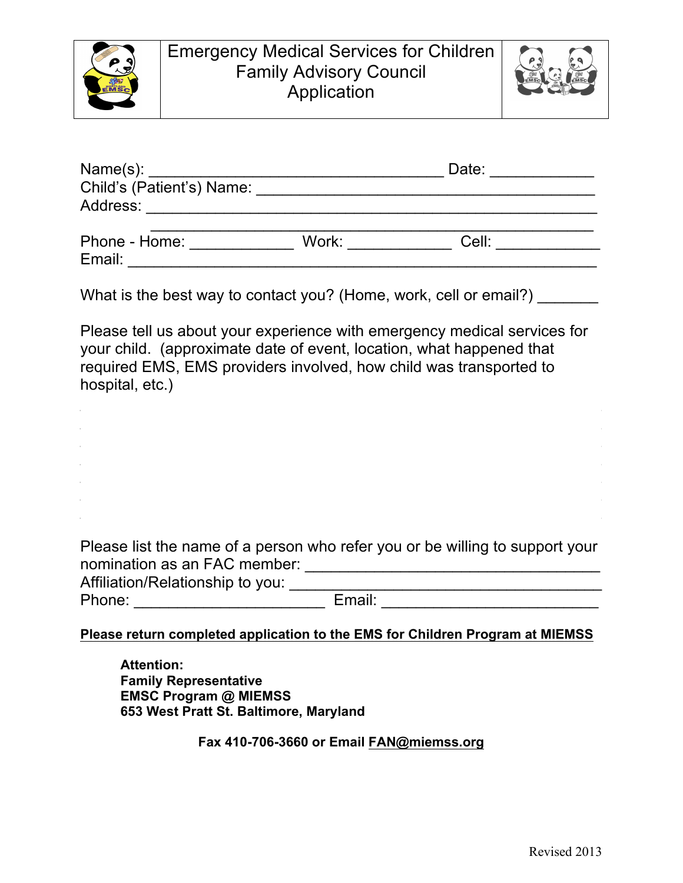# Emergency Medical Services for Children Family Advisory Council Application

Name(s): ___________________________________ Date: ____________

Child's (Patient's) Name: _______________________________________

Address: _____________________________________________________

_____________________________________________________

Phone - Home: ____________ Work: ____________ Cell: ____________

Email: _______________________________________________________

What is the best way to contact you? (Home, work, cell or email?) _______

Please tell us about your experience with emergency medical services for your child. (approximate date of event, location, what happened that required EMS, EMS providers involved, how child was transported to hospital, etc.)

Please list the name of a person who refer you or be willing to support your nomination as an FAC member: ___________________________________

Affiliation/Relationship to you: ____________________________________

Phone: ______________________ Email: __________________________

**Please return completed application to the EMS for Children Program at MIEMSS**

**Attention:**
**Family Representative**
**EMSC Program @ MIEMSS**
**653 West Pratt St. Baltimore, Maryland**

**Fax 410-706-3660 or Email FAN@miemss.org**

Revised 2013